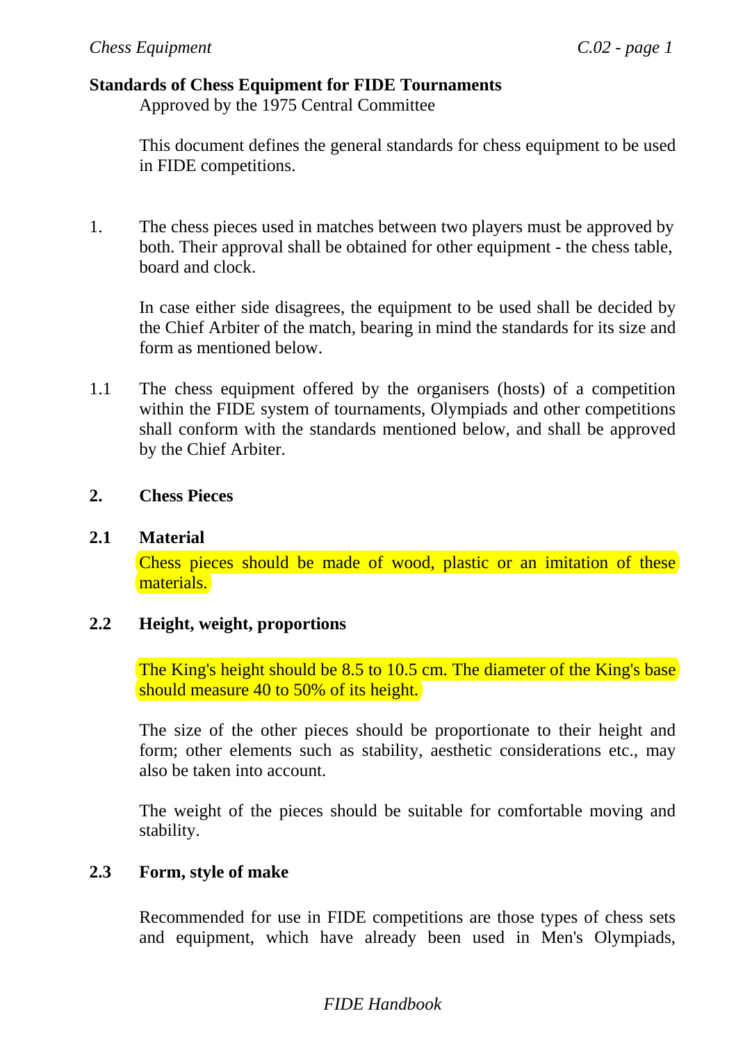**Standards of Chess Equipment for FIDE Tournaments**

Approved by the 1975 Central Committee

This document defines the general standards for chess equipment to be used in FIDE competitions.

1. The chess pieces used in matches between two players must be approved by both. Their approval shall be obtained for other equipment - the chess table, board and clock.

   In case either side disagrees, the equipment to be used shall be decided by the Chief Arbiter of the match, bearing in mind the standards for its size and form as mentioned below.

1.1 The chess equipment offered by the organisers (hosts) of a competition within the FIDE system of tournaments, Olympiads and other competitions shall conform with the standards mentioned below, and shall be approved by the Chief Arbiter.

## 2. Chess Pieces

### 2.1 Material

Chess pieces should be made of wood, plastic or an imitation of these materials.

### 2.2 Height, weight, proportions

The King's height should be 8.5 to 10.5 cm. The diameter of the King's base should measure 40 to 50% of its height.

The size of the other pieces should be proportionate to their height and form; other elements such as stability, aesthetic considerations etc., may also be taken into account.

The weight of the pieces should be suitable for comfortable moving and stability.

### 2.3 Form, style of make

Recommended for use in FIDE competitions are those types of chess sets and equipment, which have already been used in Men's Olympiads,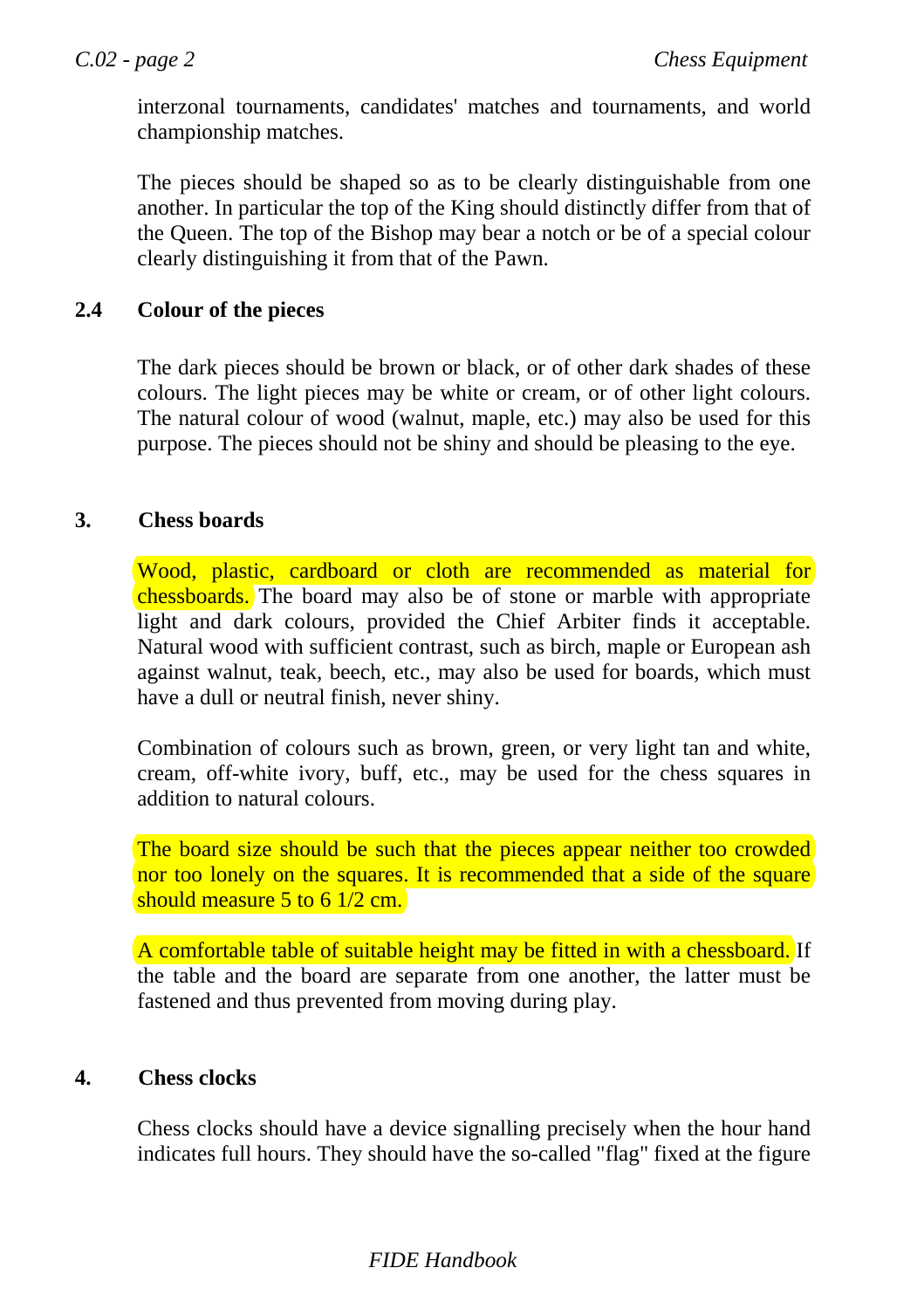interzonal tournaments, candidates' matches and tournaments, and world championship matches.

The pieces should be shaped so as to be clearly distinguishable from one another. In particular the top of the King should distinctly differ from that of the Queen. The top of the Bishop may bear a notch or be of a special colour clearly distinguishing it from that of the Pawn.

### 2.4 Colour of the pieces

The dark pieces should be brown or black, or of other dark shades of these colours. The light pieces may be white or cream, or of other light colours. The natural colour of wood (walnut, maple, etc.) may also be used for this purpose. The pieces should not be shiny and should be pleasing to the eye.

## 3. Chess boards

Wood, plastic, cardboard or cloth are recommended as material for chessboards. The board may also be of stone or marble with appropriate light and dark colours, provided the Chief Arbiter finds it acceptable. Natural wood with sufficient contrast, such as birch, maple or European ash against walnut, teak, beech, etc., may also be used for boards, which must have a dull or neutral finish, never shiny.

Combination of colours such as brown, green, or very light tan and white, cream, off-white ivory, buff, etc., may be used for the chess squares in addition to natural colours.

The board size should be such that the pieces appear neither too crowded nor too lonely on the squares. It is recommended that a side of the square should measure 5 to 6 1/2 cm.

A comfortable table of suitable height may be fitted in with a chessboard. If the table and the board are separate from one another, the latter must be fastened and thus prevented from moving during play.

## 4. Chess clocks

Chess clocks should have a device signalling precisely when the hour hand indicates full hours. They should have the so-called "flag" fixed at the figure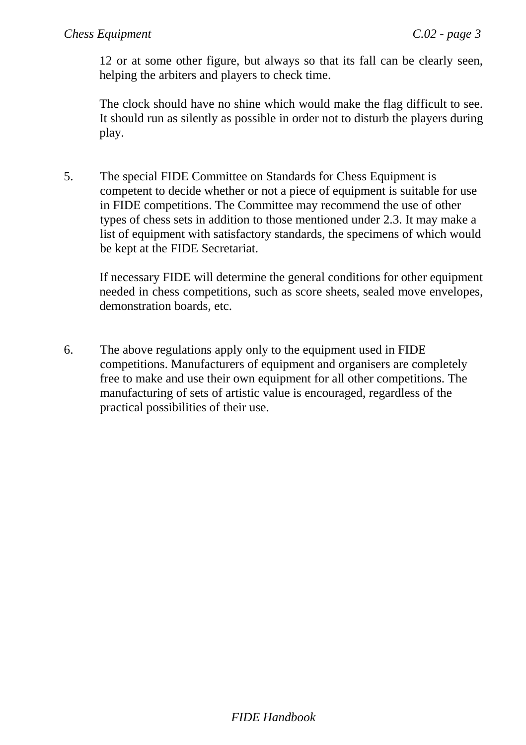12 or at some other figure, but always so that its fall can be clearly seen, helping the arbiters and players to check time.

The clock should have no shine which would make the flag difficult to see. It should run as silently as possible in order not to disturb the players during play.

5. The special FIDE Committee on Standards for Chess Equipment is competent to decide whether or not a piece of equipment is suitable for use in FIDE competitions. The Committee may recommend the use of other types of chess sets in addition to those mentioned under 2.3. It may make a list of equipment with satisfactory standards, the specimens of which would be kept at the FIDE Secretariat.

   If necessary FIDE will determine the general conditions for other equipment needed in chess competitions, such as score sheets, sealed move envelopes, demonstration boards, etc.

6. The above regulations apply only to the equipment used in FIDE competitions. Manufacturers of equipment and organisers are completely free to make and use their own equipment for all other competitions. The manufacturing of sets of artistic value is encouraged, regardless of the practical possibilities of their use.